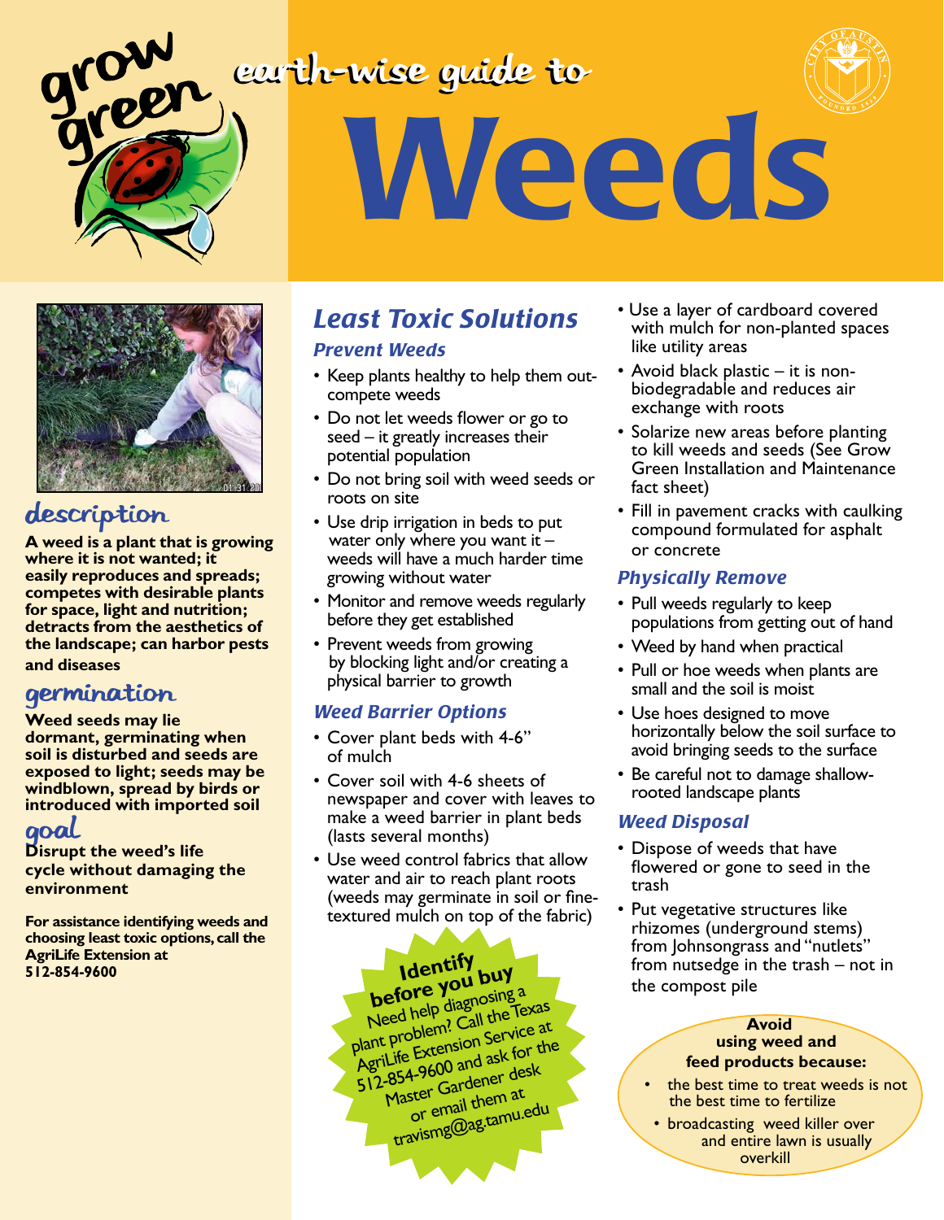grow green

earth-wise guide to

# Weeds

## description

**A weed is a plant that is growing where it is not wanted; it easily reproduces and spreads; competes with desirable plants for space, light and nutrition; detracts from the aesthetics of the landscape; can harbor pests and diseases**

## germination

**Weed seeds may lie dormant, germinating when soil is disturbed and seeds are exposed to light; seeds may be windblown, spread by birds or introduced with imported soil**

## goal

**Disrupt the weed's life cycle without damaging the environment**

**For assistance identifying weeds and choosing least toxic options, call the AgriLife Extension at 512-854-9600**

## Least Toxic Solutions

### Prevent Weeds

- Keep plants healthy to help them out-compete weeds
- Do not let weeds flower or go to seed – it greatly increases their potential population
- Do not bring soil with weed seeds or roots on site
- Use drip irrigation in beds to put water only where you want it – weeds will have a much harder time growing without water
- Monitor and remove weeds regularly before they get established
- Prevent weeds from growing by blocking light and/or creating a physical barrier to growth

### Weed Barrier Options

- Cover plant beds with 4-6" of mulch
- Cover soil with 4-6 sheets of newspaper and cover with leaves to make a weed barrier in plant beds (lasts several months)
- Use weed control fabrics that allow water and air to reach plant roots (weeds may germinate in soil or fine-textured mulch on top of the fabric)
- Use a layer of cardboard covered with mulch for non-planted spaces like utility areas
- Avoid black plastic – it is non-biodegradable and reduces air exchange with roots
- Solarize new areas before planting to kill weeds and seeds (See Grow Green Installation and Maintenance fact sheet)
- Fill in pavement cracks with caulking compound formulated for asphalt or concrete

**Identify before you buy**

Need help diagnosing a plant problem? Call the Texas AgriLife Extension Service at 512-854-9600 and ask for the Master Gardener desk or email them at travismg@ag.tamu.edu

### Physically Remove

- Pull weeds regularly to keep populations from getting out of hand
- Weed by hand when practical
- Pull or hoe weeds when plants are small and the soil is moist
- Use hoes designed to move horizontally below the soil surface to avoid bringing seeds to the surface
- Be careful not to damage shallow-rooted landscape plants

### Weed Disposal

- Dispose of weeds that have flowered or gone to seed in the trash
- Put vegetative structures like rhizomes (underground stems) from Johnsongrass and "nutlets" from nutsedge in the trash – not in the compost pile

**Avoid using weed and feed products because:**

- the best time to treat weeds is not the best time to fertilize
- broadcasting weed killer over and entire lawn is usually overkill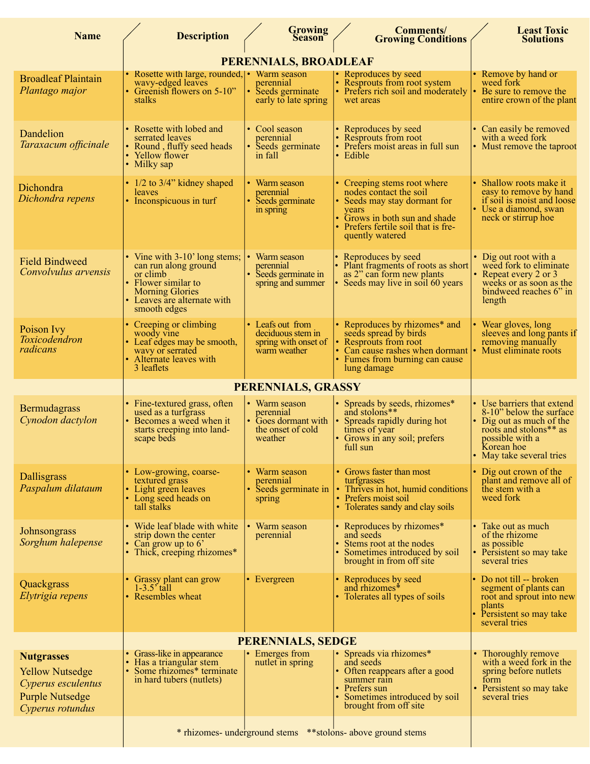| Name | Description | Growing Season | Comments/ Growing Conditions | Least Toxic Solutions |
|---|---|---|---|---|
| **PERENNIALS, BROADLEAF** | | | | |
| Broadleaf Plaintain *Plantago major* | • Rosette with large, rounded, wavy-edged leaves<br>• Greenish flowers on 5-10" stalks | • Warm season perennial<br>• Seeds germinate early to late spring | • Reproduces by seed<br>• Resprouts from root system<br>• Prefers rich soil and moderately wet areas | • Remove by hand or weed fork<br>• Be sure to remove the entire crown of the plant |
| Dandelion *Taraxacum officinale* | • Rosette with lobed and serrated leaves<br>• Round , fluffy seed heads<br>• Yellow flower<br>• Milky sap | • Cool season perennial<br>• Seeds germinate in fall | • Reproduces by seed<br>• Resprouts from root<br>• Prefers moist areas in full sun<br>• Edible | • Can easily be removed with a weed fork<br>• Must remove the taproot |
| Dichondra *Dichondra repens* | • 1/2 to 3/4" kidney shaped leaves<br>• Inconspicuous in turf | • Warm season perennial<br>• Seeds germinate in spring | • Creeping stems root where nodes contact the soil<br>• Seeds may stay dormant for years<br>• Grows in both sun and shade<br>• Prefers fertile soil that is frequently watered | • Shallow roots make it easy to remove by hand if soil is moist and loose<br>• Use a diamond, swan neck or stirrup hoe |
| Field Bindweed *Convolvulus arvensis* | • Vine with 3-10' long stems; can run along ground or climb<br>• Flower similar to Morning Glories<br>• Leaves are alternate with smooth edges | • Warm season perennial<br>• Seeds germinate in spring and summer | • Reproduces by seed<br>• Plant fragments of roots as short as 2" can form new plants<br>• Seeds may live in soil 60 years | • Dig out root with a weed fork to eliminate<br>• Repeat every 2 or 3 weeks or as soon as the bindweed reaches 6" in length |
| Poison Ivy *Toxicodendron radicans* | • Creeping or climbing woody vine<br>• Leaf edges may be smooth, wavy or serrated<br>• Alternate leaves with 3 leaflets | • Leafs out from deciduous stem in spring with onset of warm weather | • Reproduces by rhizomes* and seeds spread by birds<br>• Resprouts from root<br>• Can cause rashes when dormant<br>• Fumes from burning can cause lung damage | • Wear gloves, long sleeves and long pants if removing manually<br>• Must eliminate roots |
| **PERENNIALS, GRASSY** | | | | |
| Bermudagrass *Cynodon dactylon* | • Fine-textured grass, often used as a turfgrass<br>• Becomes a weed when it starts creeping into landscape beds | • Warm season perennial<br>• Goes dormant with the onset of cold weather | • Spreads by seeds, rhizomes* and stolons**<br>• Spreads rapidly during hot times of year<br>• Grows in any soil; prefers full sun | • Use barriers that extend 8-10" below the surface<br>• Dig out as much of the roots and stolons** as possible with a Korean hoe<br>• May take several tries |
| Dallisgrass *Paspalum dilataum* | • Low-growing, coarse-textured grass<br>• Light green leaves<br>• Long seed heads on tall stalks | • Warm season perennial<br>• Seeds germinate in spring | • Grows faster than most turfgrasses<br>• Thrives in hot, humid conditions<br>• Prefers moist soil<br>• Tolerates sandy and clay soils | • Dig out crown of the plant and remove all of the stem with a weed fork |
| Johnsongrass *Sorghum halepense* | • Wide leaf blade with white strip down the center<br>• Can grow up to 6'<br>• Thick, creeping rhizomes* | • Warm season perennial | • Reproduces by rhizomes* and seeds<br>• Stems root at the nodes<br>• Sometimes introduced by soil brought in from off site | • Take out as much of the rhizome as possible<br>• Persistent so may take several tries |
| Quackgrass *Elytrigia repens* | • Grassy plant can grow 1-3.5' tall<br>• Resembles wheat | • Evergreen | • Reproduces by seed and rhizomes*<br>• Tolerates all types of soils | • Do not till -- broken segment of plants can root and sprout into new plants<br>• Persistent so may take several tries |
| **PERENNIALS, SEDGE** | | | | |
| **Nutgrasses**<br>Yellow Nutsedge *Cyperus esculentus*<br>Purple Nutsedge *Cyperus rotundus* | • Grass-like in appearance<br>• Has a triangular stem<br>• Some rhizomes* terminate in hard tubers (nutlets) | • Emerges from nutlet in spring | • Spreads via rhizomes* and seeds<br>• Often reappears after a good summer rain<br>• Prefers sun<br>• Sometimes introduced by soil brought from off site | • Thoroughly remove with a weed fork in the spring before nutlets form<br>• Persistent so may take several tries |

\* rhizomes- underground stems  **stolons- above ground stems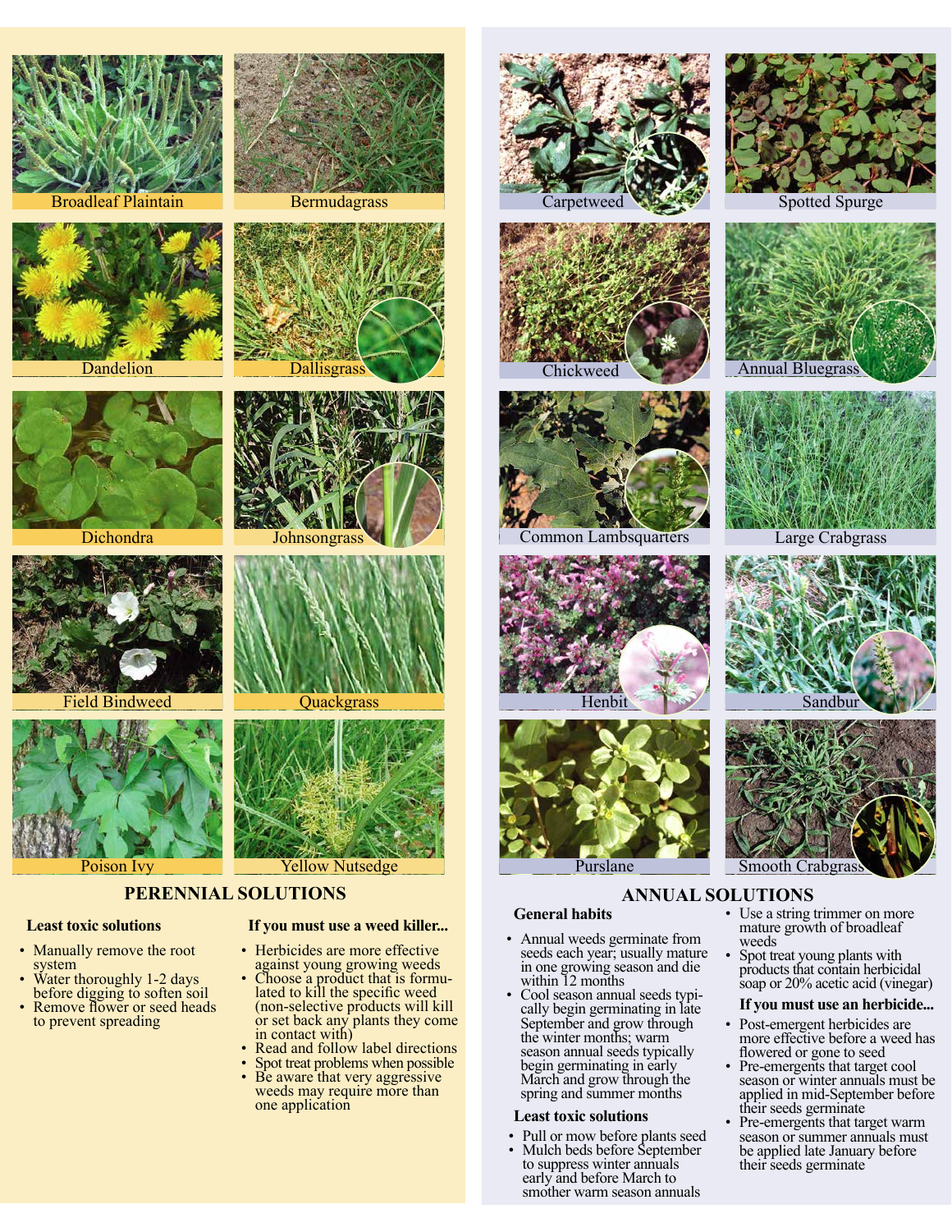Broadleaf Plaintain

Bermudagrass

Dandelion

Dallisgrass

Dichondra

Johnsongrass

Field Bindweed

Quackgrass

Poison Ivy

Yellow Nutsedge

## PERENNIAL SOLUTIONS

**Least toxic solutions**

- Manually remove the root system
- Water thoroughly 1-2 days before digging to soften soil
- Remove flower or seed heads to prevent spreading

**If you must use a weed killer...**

- Herbicides are more effective against young growing weeds
- Choose a product that is formulated to kill the specific weed (non-selective products will kill or set back any plants they come in contact with)
- Read and follow label directions
- Spot treat problems when possible
- Be aware that very aggressive weeds may require more than one application

Carpetweed

Spotted Spurge

Chickweed

Annual Bluegrass

Common Lambsquarters

Large Crabgrass

Henbit

Sandbur

Purslane

Smooth Crabgrass

## ANNUAL SOLUTIONS

**General habits**

- Annual weeds germinate from seeds each year; usually mature in one growing season and die within 12 months
- Cool season annual seeds typically begin germinating in late September and grow through the winter months; warm season annual seeds typically begin germinating in early March and grow through the spring and summer months

**Least toxic solutions**

- Pull or mow before plants seed
- Mulch beds before September to suppress winter annuals early and before March to smother warm season annuals
- Use a string trimmer on more mature growth of broadleaf weeds
- Spot treat young plants with products that contain herbicidal soap or 20% acetic acid (vinegar)

**If you must use an herbicide...**

- Post-emergent herbicides are more effective before a weed has flowered or gone to seed
- Pre-emergents that target cool season or winter annuals must be applied in mid-September before their seeds germinate
- Pre-emergents that target warm season or summer annuals must be applied late January before their seeds germinate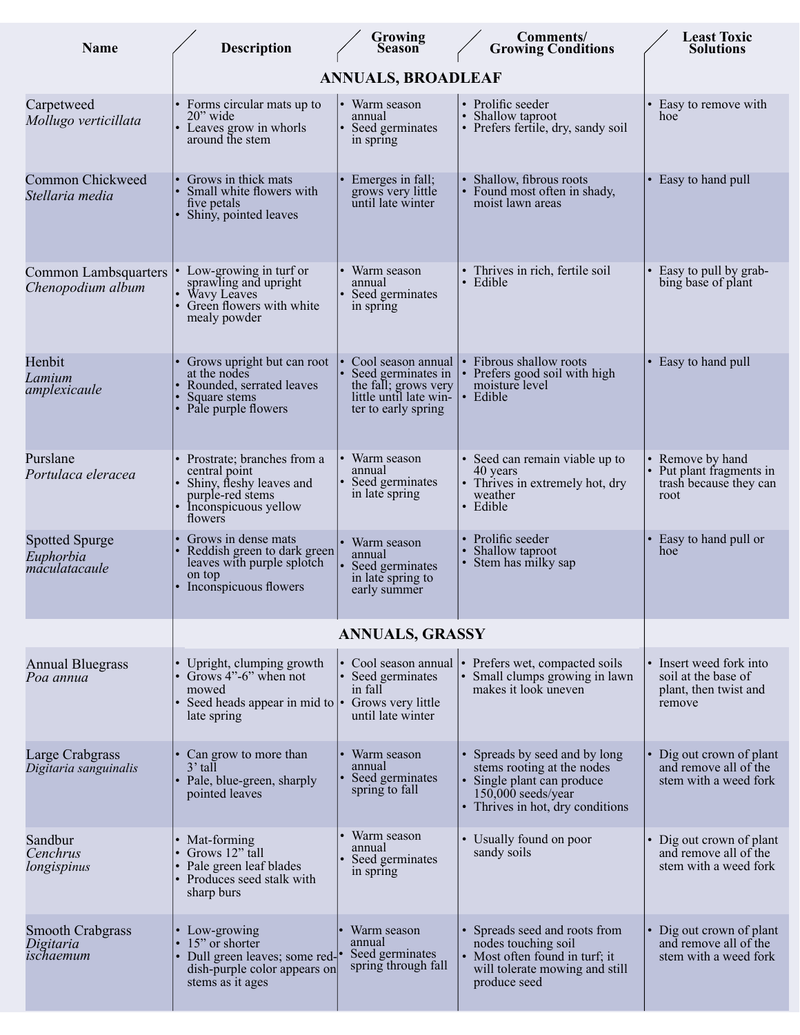| Name | Description | Growing Season | Comments/ Growing Conditions | Least Toxic Solutions |
|---|---|---|---|---|
| | **ANNUALS, BROADLEAF** | | | |
| Carpetweed *Mollugo verticillata* | • Forms circular mats up to 20" wide<br>• Leaves grow in whorls around the stem | • Warm season annual<br>• Seed germinates in spring | • Prolific seeder<br>• Shallow taproot<br>• Prefers fertile, dry, sandy soil | • Easy to remove with hoe |
| Common Chickweed *Stellaria media* | • Grows in thick mats<br>• Small white flowers with five petals<br>• Shiny, pointed leaves | • Emerges in fall; grows very little until late winter | • Shallow, fibrous roots<br>• Found most often in shady, moist lawn areas | • Easy to hand pull |
| Common Lambsquarters *Chenopodium album* | • Low-growing in turf or sprawling and upright<br>• Wavy Leaves<br>• Green flowers with white mealy powder | • Warm season annual<br>• Seed germinates in spring | • Thrives in rich, fertile soil<br>• Edible | • Easy to pull by grabbing base of plant |
| Henbit *Lamium amplexicaule* | • Grows upright but can root at the nodes<br>• Rounded, serrated leaves<br>• Square stems<br>• Pale purple flowers | • Cool season annual<br>• Seed germinates in the fall; grows very little until late winter to early spring | • Fibrous shallow roots<br>• Prefers good soil with high moisture level<br>• Edible | • Easy to hand pull |
| Purslane *Portulaca eleracea* | • Prostrate; branches from a central point<br>• Shiny, fleshy leaves and purple-red stems<br>• Inconspicuous yellow flowers | • Warm season annual<br>• Seed germinates in late spring | • Seed can remain viable up to 40 years<br>• Thrives in extremely hot, dry weather<br>• Edible | • Remove by hand<br>• Put plant fragments in trash because they can root |
| Spotted Spurge *Euphorbia maculatacaule* | • Grows in dense mats<br>• Reddish green to dark green leaves with purple splotch on top<br>• Inconspicuous flowers | • Warm season annual<br>• Seed germinates in late spring to early summer | • Prolific seeder<br>• Shallow taproot<br>• Stem has milky sap | • Easy to hand pull or hoe |
| | **ANNUALS, GRASSY** | | | |
| Annual Bluegrass *Poa annua* | • Upright, clumping growth<br>• Grows 4"-6" when not mowed<br>• Seed heads appear in mid to late spring | • Cool season annual<br>• Seed germinates in fall<br>• Grows very little until late winter | • Prefers wet, compacted soils<br>• Small clumps growing in lawn makes it look uneven | • Insert weed fork into soil at the base of plant, then twist and remove |
| Large Crabgrass *Digitaria sanguinalis* | • Can grow to more than 3' tall<br>• Pale, blue-green, sharply pointed leaves | • Warm season annual<br>• Seed germinates spring to fall | • Spreads by seed and by long stems rooting at the nodes<br>• Single plant can produce 150,000 seeds/year<br>• Thrives in hot, dry conditions | • Dig out crown of plant and remove all of the stem with a weed fork |
| Sandbur *Cenchrus longispinus* | • Mat-forming<br>• Grows 12" tall<br>• Pale green leaf blades<br>• Produces seed stalk with sharp burs | • Warm season annual<br>• Seed germinates in spring | • Usually found on poor sandy soils | • Dig out crown of plant and remove all of the stem with a weed fork |
| Smooth Crabgrass *Digitaria ischaemum* | • Low-growing<br>• 15" or shorter<br>• Dull green leaves; some reddish-purple color appears on stems as it ages | • Warm season annual<br>• Seed germinates spring through fall | • Spreads seed and roots from nodes touching soil<br>• Most often found in turf; it will tolerate mowing and still produce seed | • Dig out crown of plant and remove all of the stem with a weed fork |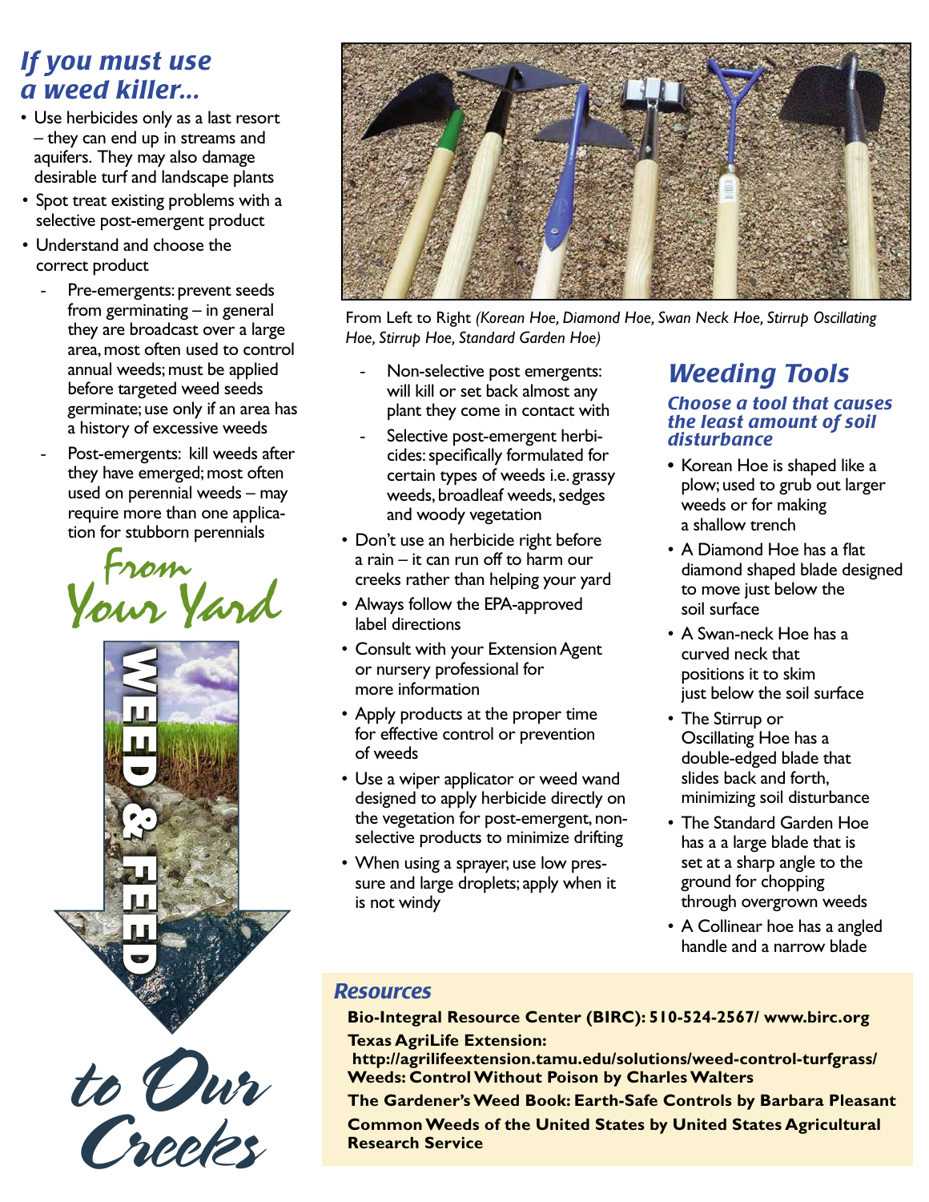## If you must use a weed killer...

- Use herbicides only as a last resort – they can end up in streams and aquifers. They may also damage desirable turf and landscape plants
- Spot treat existing problems with a selective post-emergent product
- Understand and choose the correct product
  - Pre-emergents: prevent seeds from germinating – in general they are broadcast over a large area, most often used to control annual weeds; must be applied before targeted weed seeds germinate; use only if an area has a history of excessive weeds
  - Post-emergents: kill weeds after they have emerged; most often used on perennial weeds – may require more than one application for stubborn perennials
  - Non-selective post emergents: will kill or set back almost any plant they come in contact with
  - Selective post-emergent herbicides: specifically formulated for certain types of weeds i.e. grassy weeds, broadleaf weeds, sedges and woody vegetation
- Don't use an herbicide right before a rain – it can run off to harm our creeks rather than helping your yard
- Always follow the EPA-approved label directions
- Consult with your Extension Agent or nursery professional for more information
- Apply products at the proper time for effective control or prevention of weeds
- Use a wiper applicator or weed wand designed to apply herbicide directly on the vegetation for post-emergent, non-selective products to minimize drifting
- When using a sprayer, use low pressure and large droplets; apply when it is not windy

From Your Yard WEED & FEED to Our Creeks

From Left to Right *(Korean Hoe, Diamond Hoe, Swan Neck Hoe, Stirrup Oscillating Hoe, Stirrup Hoe, Standard Garden Hoe)*

## Weeding Tools

### Choose a tool that causes the least amount of soil disturbance

- Korean Hoe is shaped like a plow; used to grub out larger weeds or for making a shallow trench
- A Diamond Hoe has a flat diamond shaped blade designed to move just below the soil surface
- A Swan-neck Hoe has a curved neck that positions it to skim just below the soil surface
- The Stirrup or Oscillating Hoe has a double-edged blade that slides back and forth, minimizing soil disturbance
- The Standard Garden Hoe has a a large blade that is set at a sharp angle to the ground for chopping through overgrown weeds
- A Collinear hoe has a angled handle and a narrow blade

## Resources

**Bio-Integral Resource Center (BIRC): 510-524-2567/ www.birc.org**

**Texas AgriLife Extension:**
**http://agrilifeextension.tamu.edu/solutions/weed-control-turfgrass/**

**Weeds: Control Without Poison by Charles Walters**

**The Gardener's Weed Book: Earth-Safe Controls by Barbara Pleasant**

**Common Weeds of the United States by United States Agricultural Research Service**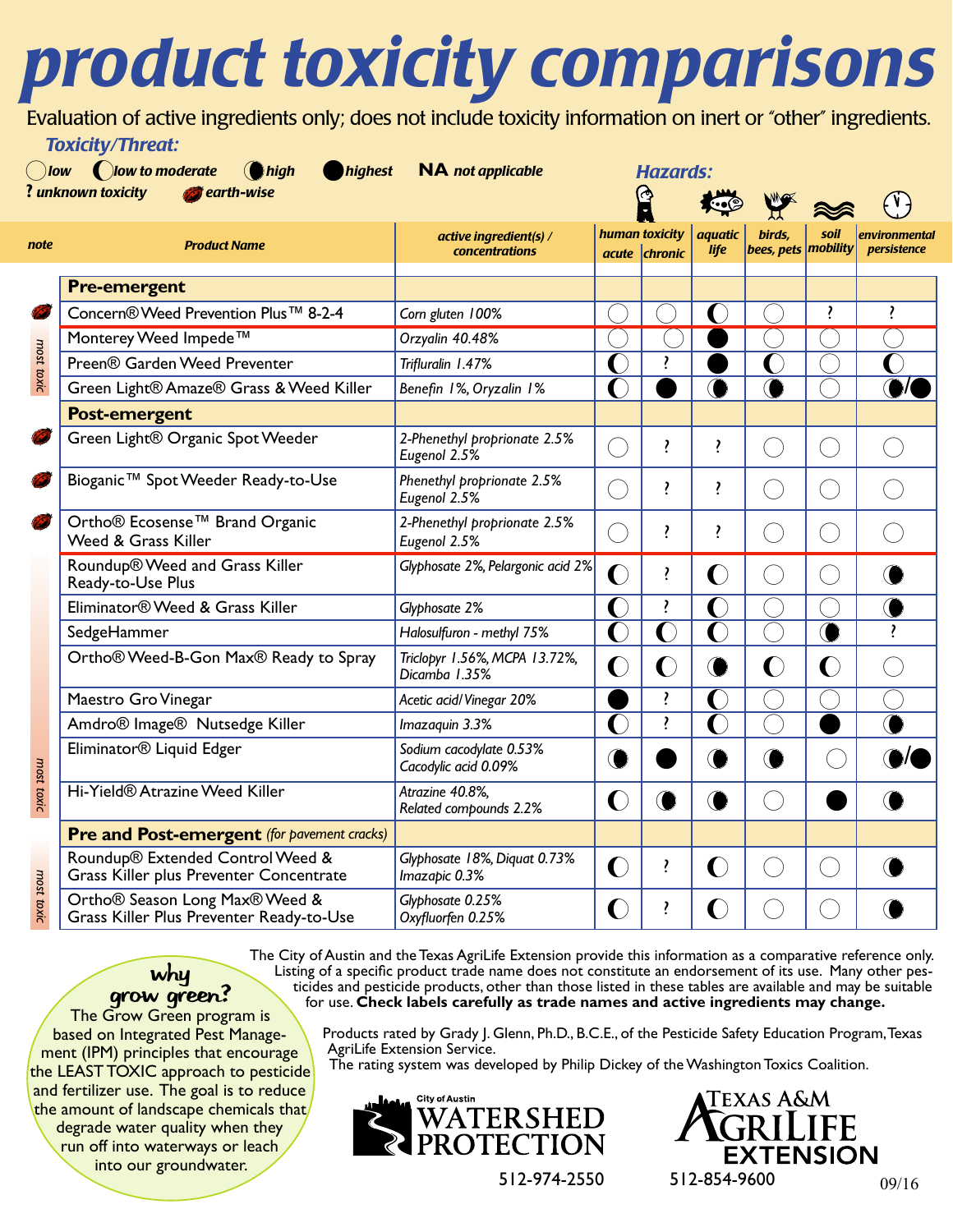# product toxicity comparisons

Evaluation of active ingredients only; does not include toxicity information on inert or "other" ingredients.

*Toxicity/Threat:*

○ *low* ◐ *low to moderate* ◑ *high* ● *highest* **NA** *not applicable*

**?** *unknown toxicity* 🐞 *earth-wise*

*Hazards:*

| note | Product Name | active ingredient(s) / concentrations | human toxicity acute | human toxicity chronic | aquatic life | birds, bees, pets | soil mobility | environmental persistence |
|---|---|---|---|---|---|---|---|---|
| | **Pre-emergent** | | | | | | | |
| earth-wise | Concern® Weed Prevention Plus™ 8-2-4 | Corn gluten 100% | low | low | low to moderate | low | ? | ? |
| most toxic | Monterey Weed Impede™ | Orzyalin 40.48% | low | low | highest | low | low | low |
| most toxic | Preen® Garden Weed Preventer | Trifluralin 1.47% | low to moderate | ? | highest | low to moderate | low | low to moderate |
| most toxic | Green Light® Amaze® Grass & Weed Killer | Benefin 1%, Oryzalin 1% | low to moderate | highest | high | high | low | high/highest |
| | **Post-emergent** | | | | | | | |
| earth-wise | Green Light® Organic Spot Weeder | 2-Phenethyl proprionate 2.5% Eugenol 2.5% | low | ? | ? | low | low | low |
| earth-wise | Bioganic™ Spot Weeder Ready-to-Use | Phenethyl proprionate 2.5% Eugenol 2.5% | low | ? | ? | low | low | low |
| earth-wise | Ortho® Ecosense™ Brand Organic Weed & Grass Killer | 2-Phenethyl proprionate 2.5% Eugenol 2.5% | low | ? | ? | low | low | low |
| most toxic | Roundup® Weed and Grass Killer Ready-to-Use Plus | Glyphosate 2%, Pelargonic acid 2% | low to moderate | ? | low to moderate | low | low | high |
| most toxic | Eliminator® Weed & Grass Killer | Glyphosate 2% | low to moderate | ? | low to moderate | low | low | high |
| most toxic | SedgeHammer | Halosulfuron - methyl 75% | low to moderate | low to moderate | low to moderate | low | high | ? |
| most toxic | Ortho® Weed-B-Gon Max® Ready to Spray | Triclopyr 1.56%, MCPA 13.72%, Dicamba 1.35% | low to moderate | low to moderate | high | low to moderate | low to moderate | low |
| most toxic | Maestro Gro Vinegar | Acetic acid/ Vinegar 20% | highest | ? | low to moderate | low | low | low |
| most toxic | Amdro® Image® Nutsedge Killer | Imazaquin 3.3% | low to moderate | ? | low to moderate | low | highest | high |
| most toxic | Eliminator® Liquid Edger | Sodium cacodylate 0.53% Cacodylic acid 0.09% | high | highest | high | high | low | high/highest |
| most toxic | Hi-Yield® Atrazine Weed Killer | Atrazine 40.8%, Related compounds 2.2% | low to moderate | high | high | low | highest | high |
| | **Pre and Post-emergent** *(for pavement cracks)* | | | | | | | |
| most toxic | Roundup® Extended Control Weed & Grass Killer plus Preventer Concentrate | Glyphosate 18%, Diquat 0.73% Imazapic 0.3% | low to moderate | ? | low to moderate | low | low | high |
| most toxic | Ortho® Season Long Max® Weed & Grass Killer Plus Preventer Ready-to-Use | Glyphosate 0.25% Oxyfluorfen 0.25% | low to moderate | ? | low to moderate | low | low | high |

The City of Austin and the Texas AgriLife Extension provide this information as a comparative reference only. Listing of a specific product trade name does not constitute an endorsement of its use. Many other pesticides and pesticide products, other than those listed in these tables are available and may be suitable for use. **Check labels carefully as trade names and active ingredients may change.**

Products rated by Grady J. Glenn, Ph.D., B.C.E., of the Pesticide Safety Education Program, Texas AgriLife Extension Service.
The rating system was developed by Philip Dickey of the Washington Toxics Coalition.

### why grow green?

The Grow Green program is based on Integrated Pest Management (IPM) principles that encourage the LEAST TOXIC approach to pesticide and fertilizer use. The goal is to reduce the amount of landscape chemicals that degrade water quality when they run off into waterways or leach into our groundwater.

City of Austin WATERSHED PROTECTION 512-974-2550

TEXAS A&M AGRILIFE EXTENSION 512-854-9600

09/16